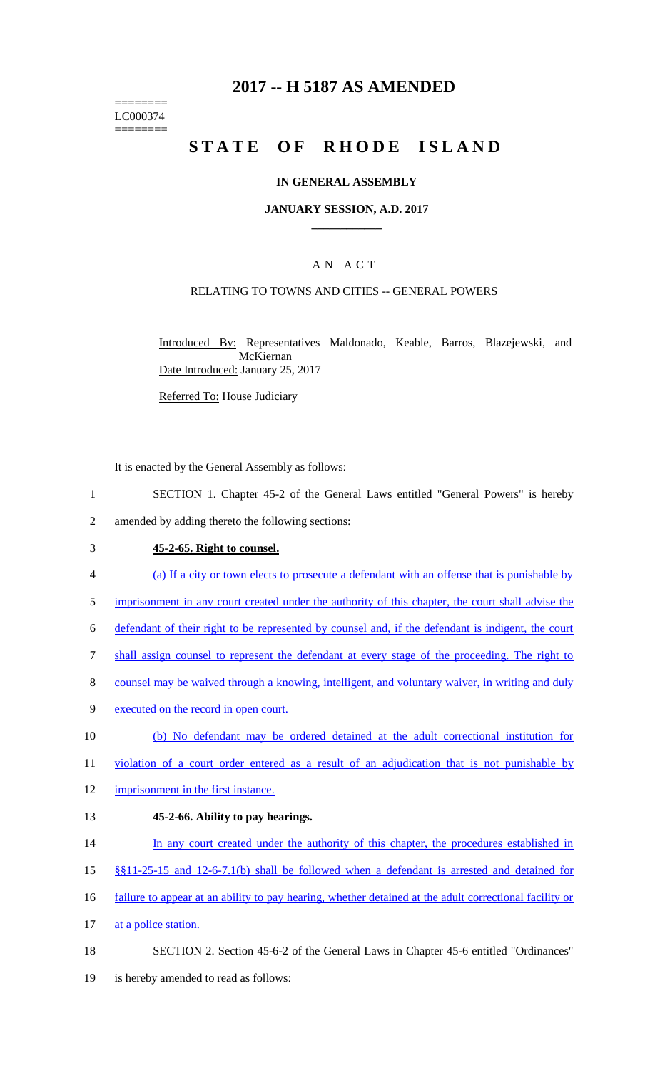========
LC000374
========

# 2017 -- H 5187 AS AMENDED

# STATE OF RHODE ISLAND

### IN GENERAL ASSEMBLY

### JANUARY SESSION, A.D. 2017

## A N A C T

### RELATING TO TOWNS AND CITIES -- GENERAL POWERS

Introduced By: Representatives Maldonado, Keable, Barros, Blazejewski, and McKiernan

Date Introduced: January 25, 2017

Referred To: House Judiciary

It is enacted by the General Assembly as follows:

1 SECTION 1. Chapter 45-2 of the General Laws entitled "General Powers" is hereby
2 amended by adding thereto the following sections:

3 **45-2-65. Right to counsel.**

4 (a) If a city or town elects to prosecute a defendant with an offense that is punishable by
5 imprisonment in any court created under the authority of this chapter, the court shall advise the
6 defendant of their right to be represented by counsel and, if the defendant is indigent, the court
7 shall assign counsel to represent the defendant at every stage of the proceeding. The right to
8 counsel may be waived through a knowing, intelligent, and voluntary waiver, in writing and duly
9 executed on the record in open court.

10 (b) No defendant may be ordered detained at the adult correctional institution for
11 violation of a court order entered as a result of an adjudication that is not punishable by
12 imprisonment in the first instance.

13 **45-2-66. Ability to pay hearings.**

14 In any court created under the authority of this chapter, the procedures established in
15 §§11-25-15 and 12-6-7.1(b) shall be followed when a defendant is arrested and detained for
16 failure to appear at an ability to pay hearing, whether detained at the adult correctional facility or
17 at a police station.

18 SECTION 2. Section 45-6-2 of the General Laws in Chapter 45-6 entitled "Ordinances"
19 is hereby amended to read as follows: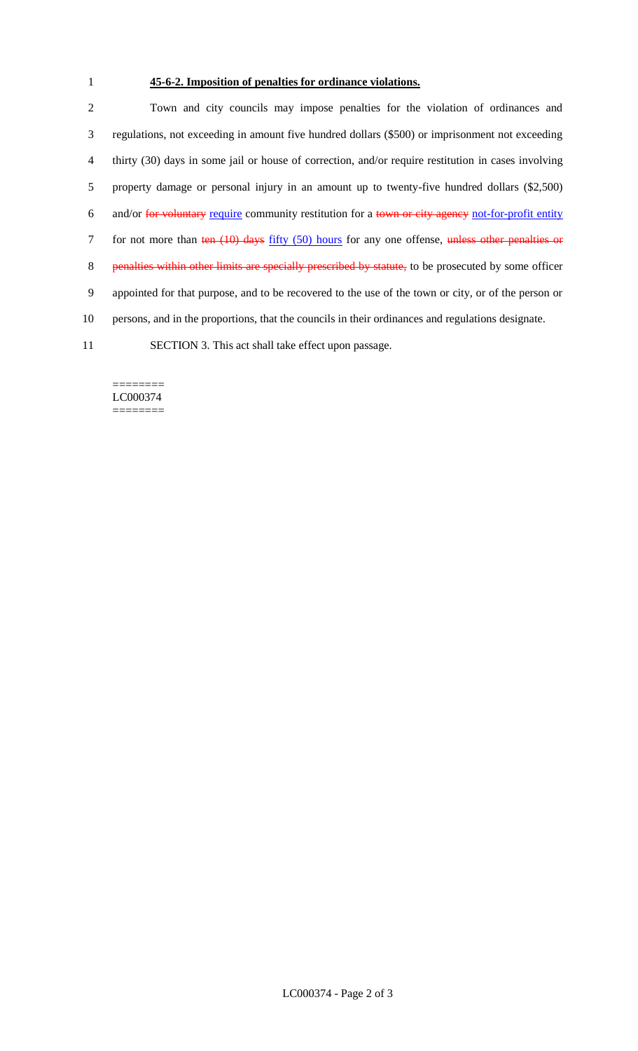**45-6-2. Imposition of penalties for ordinance violations.**

Town and city councils may impose penalties for the violation of ordinances and regulations, not exceeding in amount five hundred dollars ($500) or imprisonment not exceeding thirty (30) days in some jail or house of correction, and/or require restitution in cases involving property damage or personal injury in an amount up to twenty-five hundred dollars ($2,500) and/or ~~for voluntary~~ require community restitution for a ~~town or city agency~~ not-for-profit entity for not more than ~~ten (10) days~~ fifty (50) hours for any one offense, ~~unless other penalties or penalties within other limits are specially prescribed by statute,~~ to be prosecuted by some officer appointed for that purpose, and to be recovered to the use of the town or city, or of the person or persons, and in the proportions, that the councils in their ordinances and regulations designate.

SECTION 3. This act shall take effect upon passage.

========
LC000374
========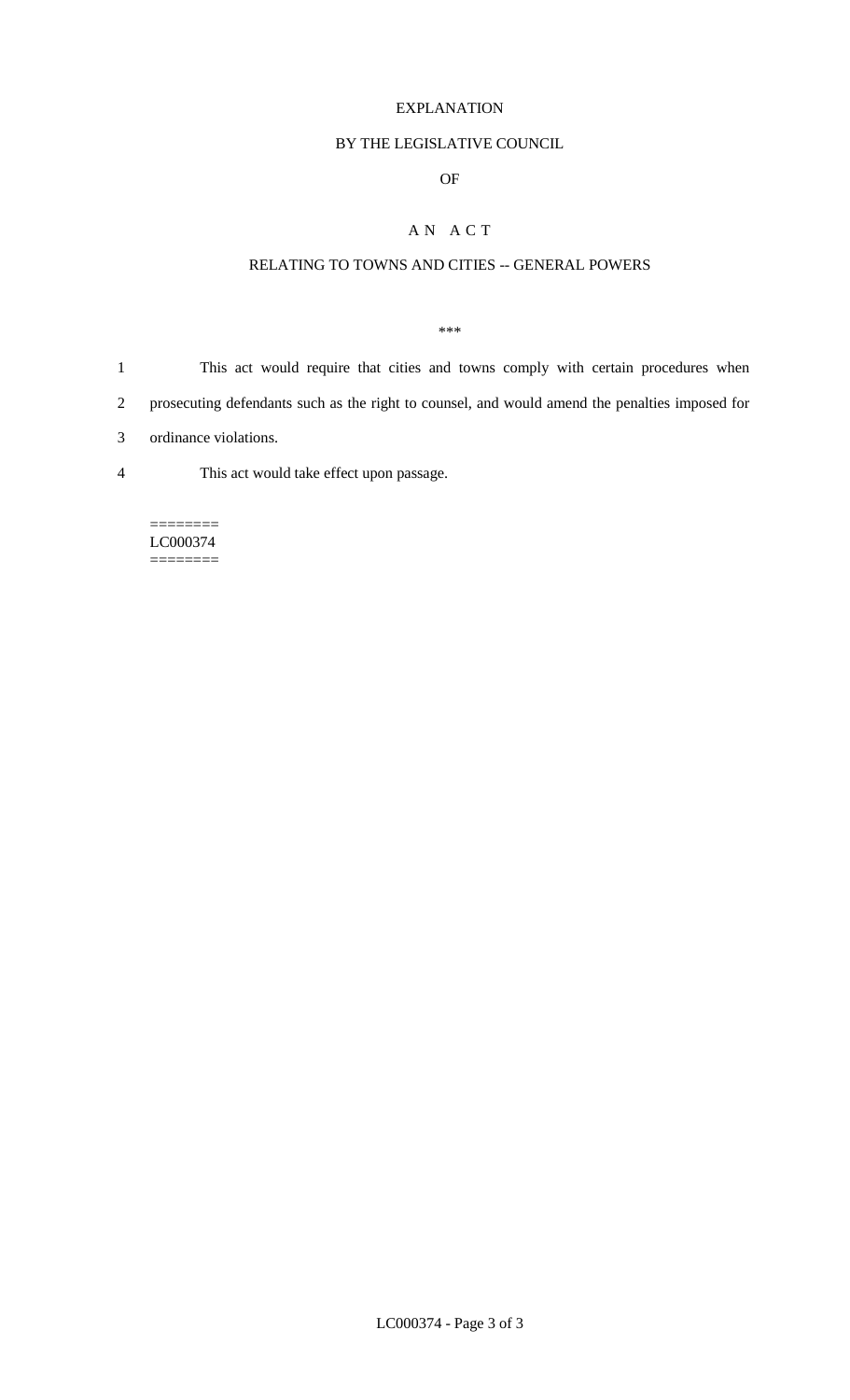EXPLANATION

BY THE LEGISLATIVE COUNCIL

OF

A N A C T

RELATING TO TOWNS AND CITIES -- GENERAL POWERS

\*\*\*

1 This act would require that cities and towns comply with certain procedures when
2 prosecuting defendants such as the right to counsel, and would amend the penalties imposed for
3 ordinance violations.

4 This act would take effect upon passage.

========
LC000374
========